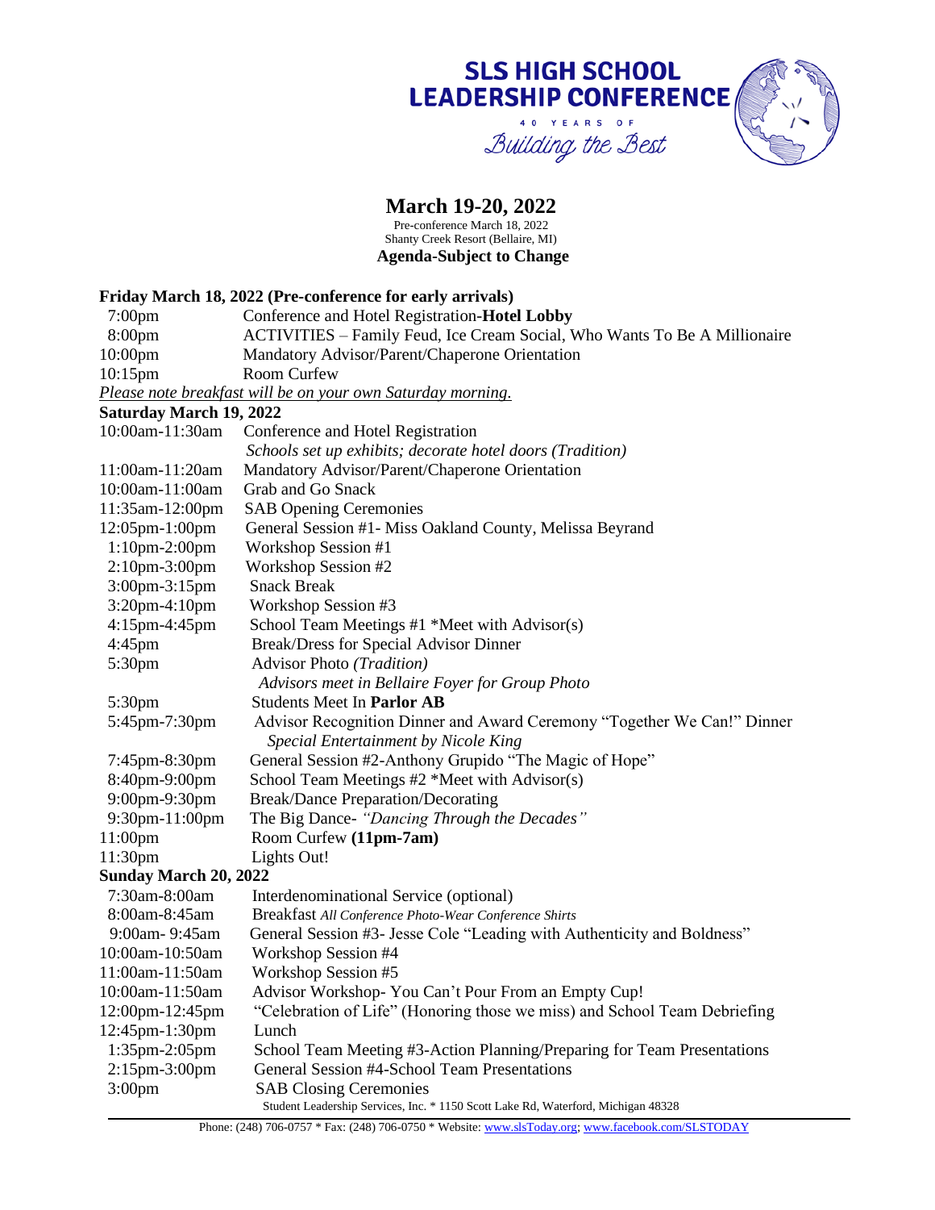# SLS HIGH SCHOOL LEADERSHIP CONFERENCE

40 YEARS OF

*Building the Best*

## March 19-20, 2022

Pre-conference March 18, 2022

Shanty Creek Resort (Bellaire, MI)

**Agenda-Subject to Change**

### Friday March 18, 2022 (Pre-conference for early arrivals)

| | |
|---|---|
| 7:00pm | Conference and Hotel Registration-**Hotel Lobby** |
| 8:00pm | ACTIVITIES – Family Feud, Ice Cream Social, Who Wants To Be A Millionaire |
| 10:00pm | Mandatory Advisor/Parent/Chaperone Orientation |
| 10:15pm | Room Curfew |

*Please note breakfast will be on your own Saturday morning.*

### Saturday March 19, 2022

| | |
|---|---|
| 10:00am-11:30am | Conference and Hotel Registration<br>*Schools set up exhibits; decorate hotel doors (Tradition)* |
| 11:00am-11:20am | Mandatory Advisor/Parent/Chaperone Orientation |
| 10:00am-11:00am | Grab and Go Snack |
| 11:35am-12:00pm | SAB Opening Ceremonies |
| 12:05pm-1:00pm | General Session #1- Miss Oakland County, Melissa Beyrand |
| 1:10pm-2:00pm | Workshop Session #1 |
| 2:10pm-3:00pm | Workshop Session #2 |
| 3:00pm-3:15pm | Snack Break |
| 3:20pm-4:10pm | Workshop Session #3 |
| 4:15pm-4:45pm | School Team Meetings #1 *Meet with Advisor(s) |
| 4:45pm | Break/Dress for Special Advisor Dinner |
| 5:30pm | Advisor Photo *(Tradition)*<br>*Advisors meet in Bellaire Foyer for Group Photo* |
| 5:30pm | Students Meet In **Parlor AB** |
| 5:45pm-7:30pm | Advisor Recognition Dinner and Award Ceremony "Together We Can!" Dinner<br>*Special Entertainment by Nicole King* |
| 7:45pm-8:30pm | General Session #2-Anthony Grupido "The Magic of Hope" |
| 8:40pm-9:00pm | School Team Meetings #2 *Meet with Advisor(s) |
| 9:00pm-9:30pm | Break/Dance Preparation/Decorating |
| 9:30pm-11:00pm | The Big Dance- *"Dancing Through the Decades"* |
| 11:00pm | Room Curfew **(11pm-7am)** |
| 11:30pm | Lights Out! |

### Sunday March 20, 2022

| | |
|---|---|
| 7:30am-8:00am | Interdenominational Service (optional) |
| 8:00am-8:45am | Breakfast *All Conference Photo-Wear Conference Shirts* |
| 9:00am- 9:45am | General Session #3- Jesse Cole "Leading with Authenticity and Boldness" |
| 10:00am-10:50am | Workshop Session #4 |
| 11:00am-11:50am | Workshop Session #5 |
| 10:00am-11:50am | Advisor Workshop- You Can't Pour From an Empty Cup! |
| 12:00pm-12:45pm | "Celebration of Life" (Honoring those we miss) and School Team Debriefing |
| 12:45pm-1:30pm | Lunch |
| 1:35pm-2:05pm | School Team Meeting #3-Action Planning/Preparing for Team Presentations |
| 2:15pm-3:00pm | General Session #4-School Team Presentations |
| 3:00pm | SAB Closing Ceremonies |

Student Leadership Services, Inc. * 1150 Scott Lake Rd, Waterford, Michigan 48328

Phone: (248) 706-0757 * Fax: (248) 706-0750 * Website: www.slsToday.org; www.facebook.com/SLSTODAY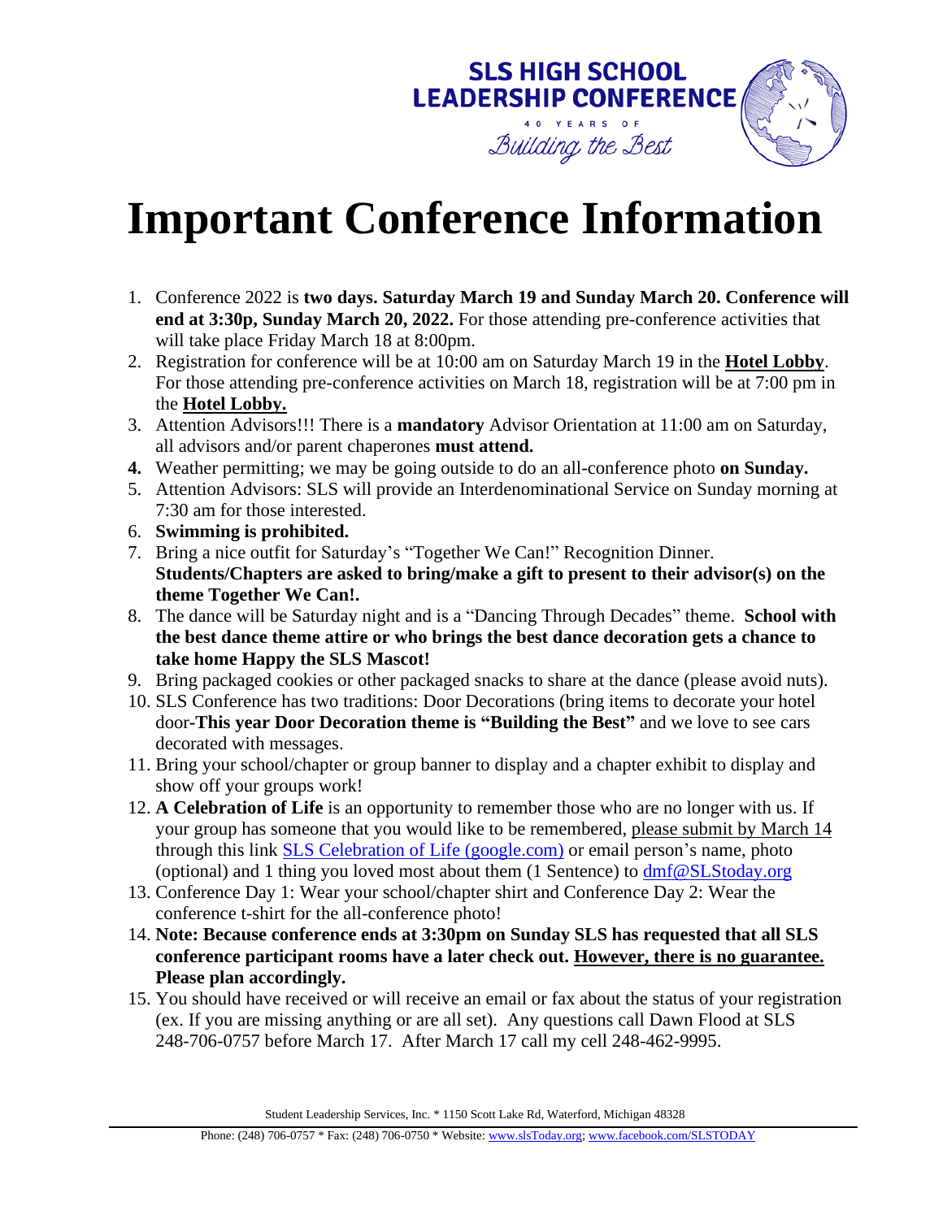SLS HIGH SCHOOL LEADERSHIP CONFERENCE

40 YEARS OF

*Building the Best*

# Important Conference Information

1. Conference 2022 is **two days. Saturday March 19 and Sunday March 20. Conference will end at 3:30p, Sunday March 20, 2022.** For those attending pre-conference activities that will take place Friday March 18 at 8:00pm.
2. Registration for conference will be at 10:00 am on Saturday March 19 in the **Hotel Lobby**. For those attending pre-conference activities on March 18, registration will be at 7:00 pm in the **Hotel Lobby.**
3. Attention Advisors!!! There is a **mandatory** Advisor Orientation at 11:00 am on Saturday, all advisors and/or parent chaperones **must attend.**
4. Weather permitting; we may be going outside to do an all-conference photo **on Sunday.**
5. Attention Advisors: SLS will provide an Interdenominational Service on Sunday morning at 7:30 am for those interested.
6. **Swimming is prohibited.**
7. Bring a nice outfit for Saturday's "Together We Can!" Recognition Dinner. **Students/Chapters are asked to bring/make a gift to present to their advisor(s) on the theme Together We Can!.**
8. The dance will be Saturday night and is a "Dancing Through Decades" theme. **School with the best dance theme attire or who brings the best dance decoration gets a chance to take home Happy the SLS Mascot!**
9. Bring packaged cookies or other packaged snacks to share at the dance (please avoid nuts).
10. SLS Conference has two traditions: Door Decorations (bring items to decorate your hotel door-**This year Door Decoration theme is "Building the Best"** and we love to see cars decorated with messages.
11. Bring your school/chapter or group banner to display and a chapter exhibit to display and show off your groups work!
12. **A Celebration of Life** is an opportunity to remember those who are no longer with us. If your group has someone that you would like to be remembered, please submit by March 14 through this link [SLS Celebration of Life (google.com)]() or email person's name, photo (optional) and 1 thing you loved most about them (1 Sentence) to [dmf@SLStoday.org](mailto:dmf@SLStoday.org)
13. Conference Day 1: Wear your school/chapter shirt and Conference Day 2: Wear the conference t-shirt for the all-conference photo!
14. **Note: Because conference ends at 3:30pm on Sunday SLS has requested that all SLS conference participant rooms have a later check out. However, there is no guarantee. Please plan accordingly.**
15. You should have received or will receive an email or fax about the status of your registration (ex. If you are missing anything or are all set). Any questions call Dawn Flood at SLS 248-706-0757 before March 17. After March 17 call my cell 248-462-9995.

Student Leadership Services, Inc. * 1150 Scott Lake Rd, Waterford, Michigan 48328

Phone: (248) 706-0757 * Fax: (248) 706-0750 * Website: [www.slsToday.org](http://www.slsToday.org); [www.facebook.com/SLSTODAY](http://www.facebook.com/SLSTODAY)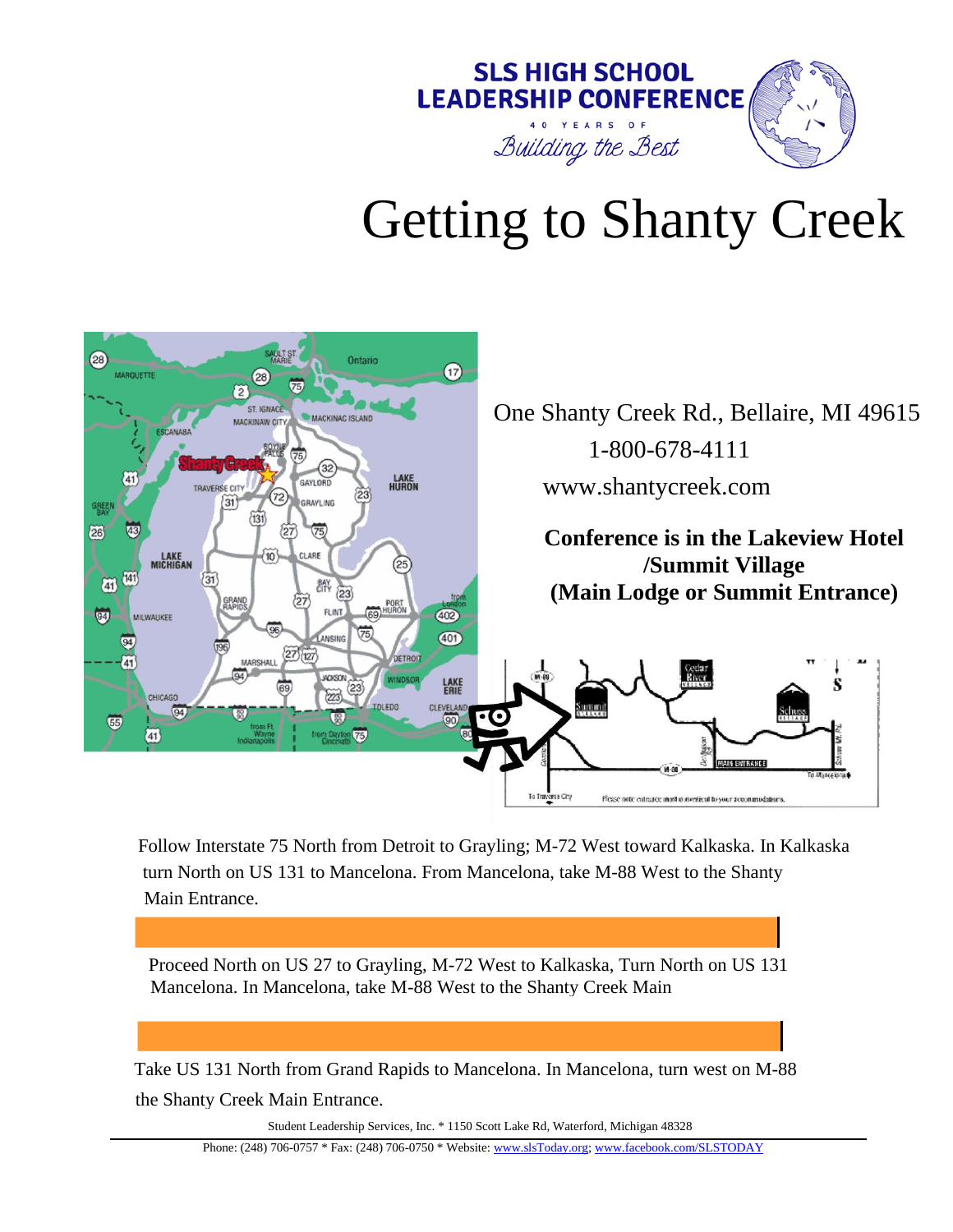SLS HIGH SCHOOL LEADERSHIP CONFERENCE

40 YEARS OF *Building the Best*

# Getting to Shanty Creek

One Shanty Creek Rd., Bellaire, MI 49615

1-800-678-4111

www.shantycreek.com

**Conference is in the Lakeview Hotel /Summit Village (Main Lodge or Summit Entrance)**

Follow Interstate 75 North from Detroit to Grayling; M-72 West toward Kalkaska. In Kalkaska turn North on US 131 to Mancelona. From Mancelona, take M-88 West to the Shanty Main Entrance.

Proceed North on US 27 to Grayling, M-72 West to Kalkaska, Turn North on US 131 Mancelona. In Mancelona, take M-88 West to the Shanty Creek Main

Take US 131 North from Grand Rapids to Mancelona. In Mancelona, turn west on M-88 the Shanty Creek Main Entrance.

Student Leadership Services, Inc. * 1150 Scott Lake Rd, Waterford, Michigan 48328

Phone: (248) 706-0757 * Fax: (248) 706-0750 * Website: www.slsToday.org; www.facebook.com/SLSTODAY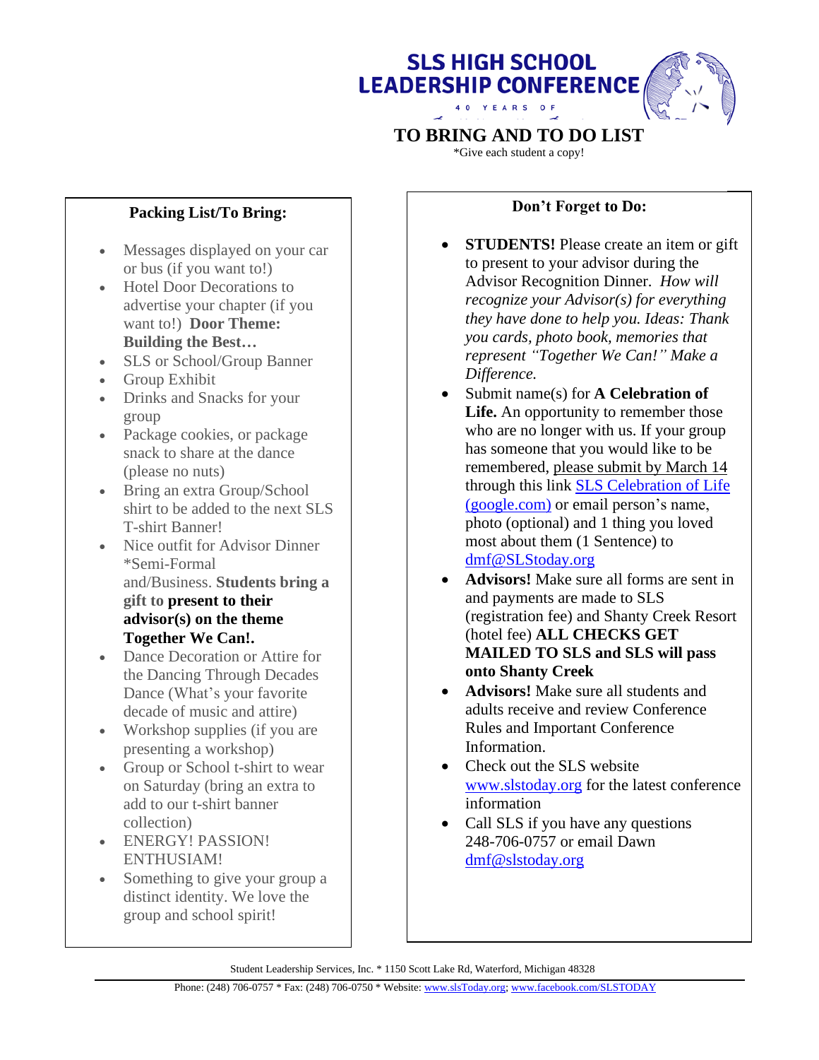# SLS HIGH SCHOOL LEADERSHIP CONFERENCE

40 YEARS OF

## TO BRING AND TO DO LIST

*Give each student a copy!

### Packing List/To Bring:

- Messages displayed on your car or bus (if you want to!)
- Hotel Door Decorations to advertise your chapter (if you want to!) **Door Theme: Building the Best…**
- SLS or School/Group Banner
- Group Exhibit
- Drinks and Snacks for your group
- Package cookies, or package snack to share at the dance (please no nuts)
- Bring an extra Group/School shirt to be added to the next SLS T-shirt Banner!
- Nice outfit for Advisor Dinner *Semi-Formal and/Business. **Students bring a gift to present to their advisor(s) on the theme Together We Can!.**
- Dance Decoration or Attire for the Dancing Through Decades Dance (What's your favorite decade of music and attire)
- Workshop supplies (if you are presenting a workshop)
- Group or School t-shirt to wear on Saturday (bring an extra to add to our t-shirt banner collection)
- ENERGY! PASSION! ENTHUSIAM!
- Something to give your group a distinct identity. We love the group and school spirit!

### Don't Forget to Do:

- **STUDENTS!** Please create an item or gift to present to your advisor during the Advisor Recognition Dinner. *How will recognize your Advisor(s) for everything they have done to help you. Ideas: Thank you cards, photo book, memories that represent "Together We Can!" Make a Difference.*
- Submit name(s) for **A Celebration of Life.** An opportunity to remember those who are no longer with us. If your group has someone that you would like to be remembered, please submit by March 14 through this link [SLS Celebration of Life (google.com)](SLS Celebration of Life (google.com)) or email person's name, photo (optional) and 1 thing you loved most about them (1 Sentence) to dmf@SLStoday.org
- **Advisors!** Make sure all forms are sent in and payments are made to SLS (registration fee) and Shanty Creek Resort (hotel fee) **ALL CHECKS GET MAILED TO SLS and SLS will pass onto Shanty Creek**
- **Advisors!** Make sure all students and adults receive and review Conference Rules and Important Conference Information.
- Check out the SLS website www.slstoday.org for the latest conference information
- Call SLS if you have any questions 248-706-0757 or email Dawn dmf@slstoday.org

Student Leadership Services, Inc. * 1150 Scott Lake Rd, Waterford, Michigan 48328

Phone: (248) 706-0757 * Fax: (248) 706-0750 * Website: www.slsToday.org; www.facebook.com/SLSTODAY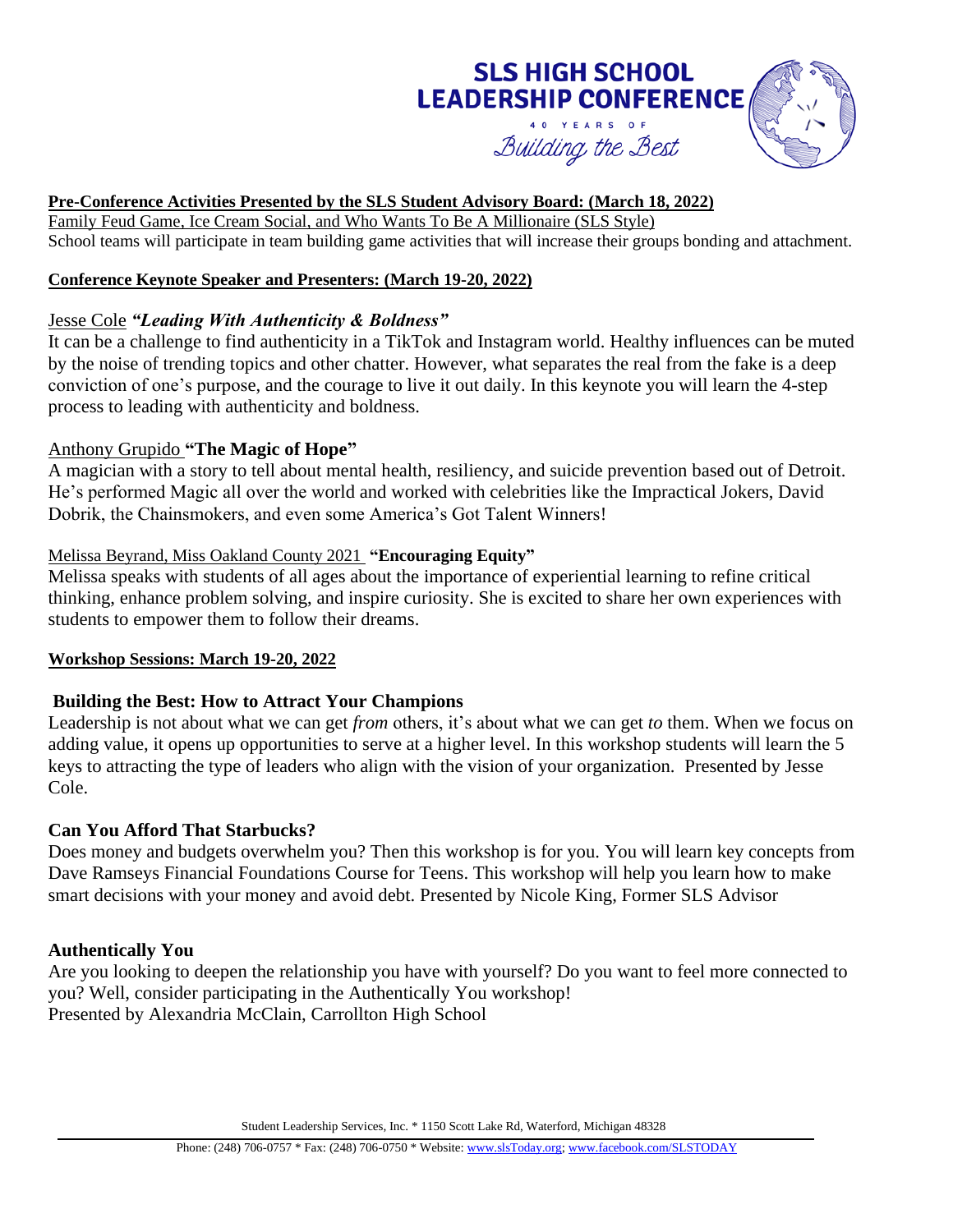# SLS HIGH SCHOOL LEADERSHIP CONFERENCE

40 YEARS OF

*Building the Best*

**Pre-Conference Activities Presented by the SLS Student Advisory Board: (March 18, 2022)**

Family Feud Game, Ice Cream Social, and Who Wants To Be A Millionaire (SLS Style)

School teams will participate in team building game activities that will increase their groups bonding and attachment.

**Conference Keynote Speaker and Presenters: (March 19-20, 2022)**

Jesse Cole ***"Leading With Authenticity & Boldness"***

It can be a challenge to find authenticity in a TikTok and Instagram world. Healthy influences can be muted by the noise of trending topics and other chatter. However, what separates the real from the fake is a deep conviction of one's purpose, and the courage to live it out daily. In this keynote you will learn the 4-step process to leading with authenticity and boldness.

Anthony Grupido **"The Magic of Hope"**

A magician with a story to tell about mental health, resiliency, and suicide prevention based out of Detroit. He's performed Magic all over the world and worked with celebrities like the Impractical Jokers, David Dobrik, the Chainsmokers, and even some America's Got Talent Winners!

Melissa Beyrand, Miss Oakland County 2021 **"Encouraging Equity"**

Melissa speaks with students of all ages about the importance of experiential learning to refine critical thinking, enhance problem solving, and inspire curiosity. She is excited to share her own experiences with students to empower them to follow their dreams.

**Workshop Sessions: March 19-20, 2022**

**Building the Best: How to Attract Your Champions**

Leadership is not about what we can get *from* others, it's about what we can get *to* them. When we focus on adding value, it opens up opportunities to serve at a higher level. In this workshop students will learn the 5 keys to attracting the type of leaders who align with the vision of your organization. Presented by Jesse Cole.

**Can You Afford That Starbucks?**

Does money and budgets overwhelm you? Then this workshop is for you. You will learn key concepts from Dave Ramseys Financial Foundations Course for Teens. This workshop will help you learn how to make smart decisions with your money and avoid debt. Presented by Nicole King, Former SLS Advisor

**Authentically You**

Are you looking to deepen the relationship you have with yourself? Do you want to feel more connected to you? Well, consider participating in the Authentically You workshop!

Presented by Alexandria McClain, Carrollton High School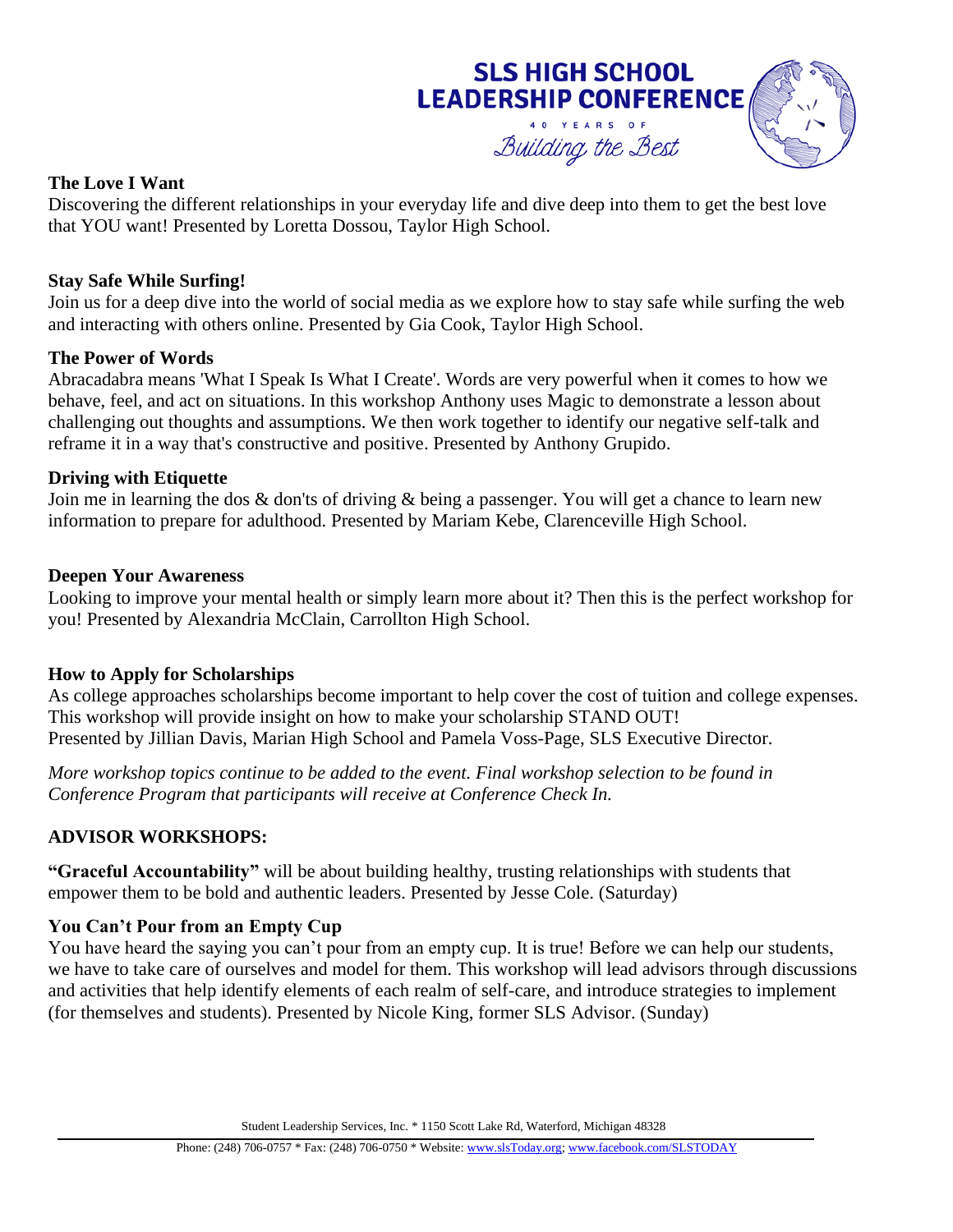**The Love I Want**
Discovering the different relationships in your everyday life and dive deep into them to get the best love that YOU want! Presented by Loretta Dossou, Taylor High School.

**Stay Safe While Surfing!**
Join us for a deep dive into the world of social media as we explore how to stay safe while surfing the web and interacting with others online. Presented by Gia Cook, Taylor High School.

**The Power of Words**
Abracadabra means 'What I Speak Is What I Create'. Words are very powerful when it comes to how we behave, feel, and act on situations. In this workshop Anthony uses Magic to demonstrate a lesson about challenging out thoughts and assumptions. We then work together to identify our negative self-talk and reframe it in a way that's constructive and positive. Presented by Anthony Grupido.

**Driving with Etiquette**
Join me in learning the dos & don'ts of driving & being a passenger. You will get a chance to learn new information to prepare for adulthood. Presented by Mariam Kebe, Clarenceville High School.

**Deepen Your Awareness**
Looking to improve your mental health or simply learn more about it? Then this is the perfect workshop for you! Presented by Alexandria McClain, Carrollton High School.

**How to Apply for Scholarships**
As college approaches scholarships become important to help cover the cost of tuition and college expenses. This workshop will provide insight on how to make your scholarship STAND OUT!
Presented by Jillian Davis, Marian High School and Pamela Voss-Page, SLS Executive Director.

*More workshop topics continue to be added to the event. Final workshop selection to be found in Conference Program that participants will receive at Conference Check In.*

**ADVISOR WORKSHOPS:**

**"Graceful Accountability"** will be about building healthy, trusting relationships with students that empower them to be bold and authentic leaders. Presented by Jesse Cole. (Saturday)

**You Can't Pour from an Empty Cup**
You have heard the saying you can't pour from an empty cup. It is true! Before we can help our students, we have to take care of ourselves and model for them. This workshop will lead advisors through discussions and activities that help identify elements of each realm of self-care, and introduce strategies to implement (for themselves and students). Presented by Nicole King, former SLS Advisor. (Sunday)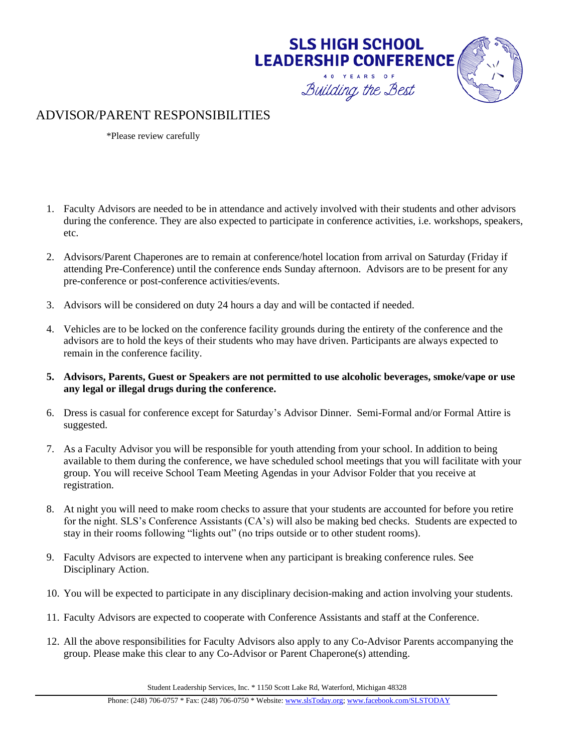SLS HIGH SCHOOL LEADERSHIP CONFERENCE

40 YEARS OF

*Building the Best*

# ADVISOR/PARENT RESPONSIBILITIES

*Please review carefully

1. Faculty Advisors are needed to be in attendance and actively involved with their students and other advisors during the conference. They are also expected to participate in conference activities, i.e. workshops, speakers, etc.

2. Advisors/Parent Chaperones are to remain at conference/hotel location from arrival on Saturday (Friday if attending Pre-Conference) until the conference ends Sunday afternoon. Advisors are to be present for any pre-conference or post-conference activities/events.

3. Advisors will be considered on duty 24 hours a day and will be contacted if needed.

4. Vehicles are to be locked on the conference facility grounds during the entirety of the conference and the advisors are to hold the keys of their students who may have driven. Participants are always expected to remain in the conference facility.

5. **Advisors, Parents, Guest or Speakers are not permitted to use alcoholic beverages, smoke/vape or use any legal or illegal drugs during the conference.**

6. Dress is casual for conference except for Saturday's Advisor Dinner. Semi-Formal and/or Formal Attire is suggested.

7. As a Faculty Advisor you will be responsible for youth attending from your school. In addition to being available to them during the conference, we have scheduled school meetings that you will facilitate with your group. You will receive School Team Meeting Agendas in your Advisor Folder that you receive at registration.

8. At night you will need to make room checks to assure that your students are accounted for before you retire for the night. SLS's Conference Assistants (CA's) will also be making bed checks. Students are expected to stay in their rooms following "lights out" (no trips outside or to other student rooms).

9. Faculty Advisors are expected to intervene when any participant is breaking conference rules. See Disciplinary Action.

10. You will be expected to participate in any disciplinary decision-making and action involving your students.

11. Faculty Advisors are expected to cooperate with Conference Assistants and staff at the Conference.

12. All the above responsibilities for Faculty Advisors also apply to any Co-Advisor Parents accompanying the group. Please make this clear to any Co-Advisor or Parent Chaperone(s) attending.

Student Leadership Services, Inc. * 1150 Scott Lake Rd, Waterford, Michigan 48328

Phone: (248) 706-0757 * Fax: (248) 706-0750 * Website: www.slsToday.org; www.facebook.com/SLSTODAY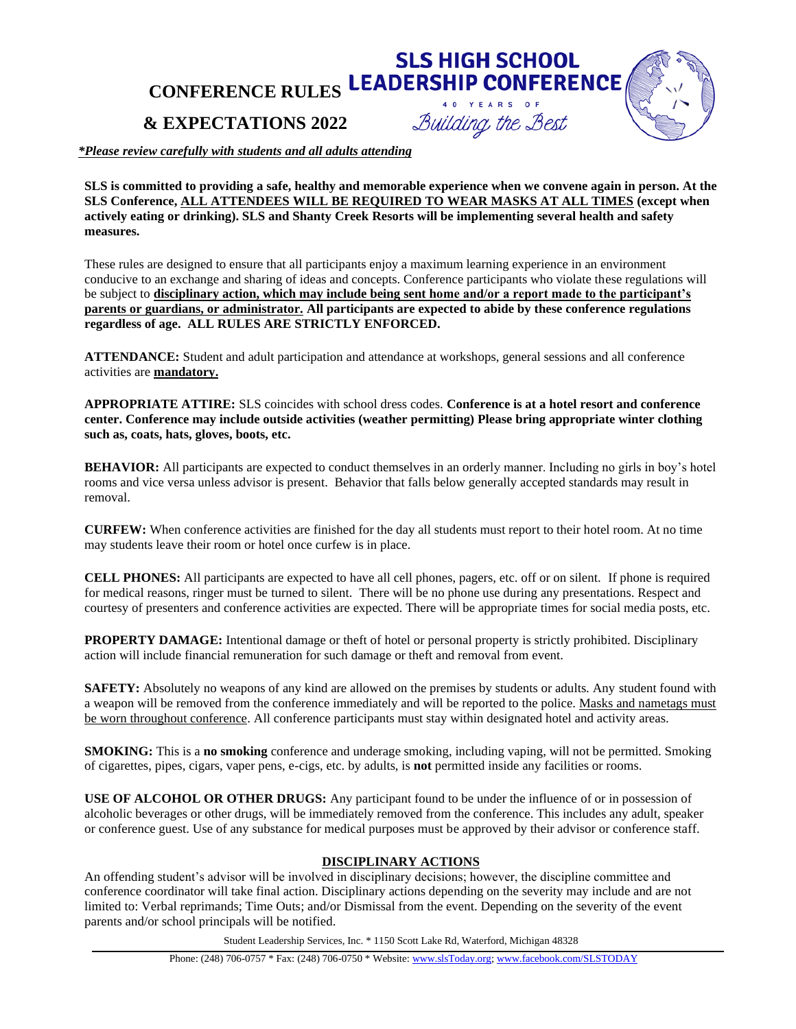# CONFERENCE RULES & EXPECTATIONS 2022

SLS HIGH SCHOOL LEADERSHIP CONFERENCE

40 YEARS OF *Building the Best*

***Please review carefully with students and all adults attending***

**SLS is committed to providing a safe, healthy and memorable experience when we convene again in person. At the SLS Conference, ALL ATTENDEES WILL BE REQUIRED TO WEAR MASKS AT ALL TIMES (except when actively eating or drinking). SLS and Shanty Creek Resorts will be implementing several health and safety measures.**

These rules are designed to ensure that all participants enjoy a maximum learning experience in an environment conducive to an exchange and sharing of ideas and concepts. Conference participants who violate these regulations will be subject to **disciplinary action, which may include being sent home and/or a report made to the participant's parents or guardians, or administrator. All participants are expected to abide by these conference regulations regardless of age. ALL RULES ARE STRICTLY ENFORCED.**

**ATTENDANCE:** Student and adult participation and attendance at workshops, general sessions and all conference activities are **mandatory.**

**APPROPRIATE ATTIRE:** SLS coincides with school dress codes. **Conference is at a hotel resort and conference center. Conference may include outside activities (weather permitting) Please bring appropriate winter clothing such as, coats, hats, gloves, boots, etc.**

**BEHAVIOR:** All participants are expected to conduct themselves in an orderly manner. Including no girls in boy's hotel rooms and vice versa unless advisor is present. Behavior that falls below generally accepted standards may result in removal.

**CURFEW:** When conference activities are finished for the day all students must report to their hotel room. At no time may students leave their room or hotel once curfew is in place.

**CELL PHONES:** All participants are expected to have all cell phones, pagers, etc. off or on silent. If phone is required for medical reasons, ringer must be turned to silent. There will be no phone use during any presentations. Respect and courtesy of presenters and conference activities are expected. There will be appropriate times for social media posts, etc.

**PROPERTY DAMAGE:** Intentional damage or theft of hotel or personal property is strictly prohibited. Disciplinary action will include financial remuneration for such damage or theft and removal from event.

**SAFETY:** Absolutely no weapons of any kind are allowed on the premises by students or adults. Any student found with a weapon will be removed from the conference immediately and will be reported to the police. Masks and nametags must be worn throughout conference. All conference participants must stay within designated hotel and activity areas.

**SMOKING:** This is a **no smoking** conference and underage smoking, including vaping, will not be permitted. Smoking of cigarettes, pipes, cigars, vaper pens, e-cigs, etc. by adults, is **not** permitted inside any facilities or rooms.

**USE OF ALCOHOL OR OTHER DRUGS:** Any participant found to be under the influence of or in possession of alcoholic beverages or other drugs, will be immediately removed from the conference. This includes any adult, speaker or conference guest. Use of any substance for medical purposes must be approved by their advisor or conference staff.

## DISCIPLINARY ACTIONS

An offending student's advisor will be involved in disciplinary decisions; however, the discipline committee and conference coordinator will take final action. Disciplinary actions depending on the severity may include and are not limited to: Verbal reprimands; Time Outs; and/or Dismissal from the event. Depending on the severity of the event parents and/or school principals will be notified.

Student Leadership Services, Inc. * 1150 Scott Lake Rd, Waterford, Michigan 48328

Phone: (248) 706-0757 * Fax: (248) 706-0750 * Website: www.slsToday.org; www.facebook.com/SLSTODAY